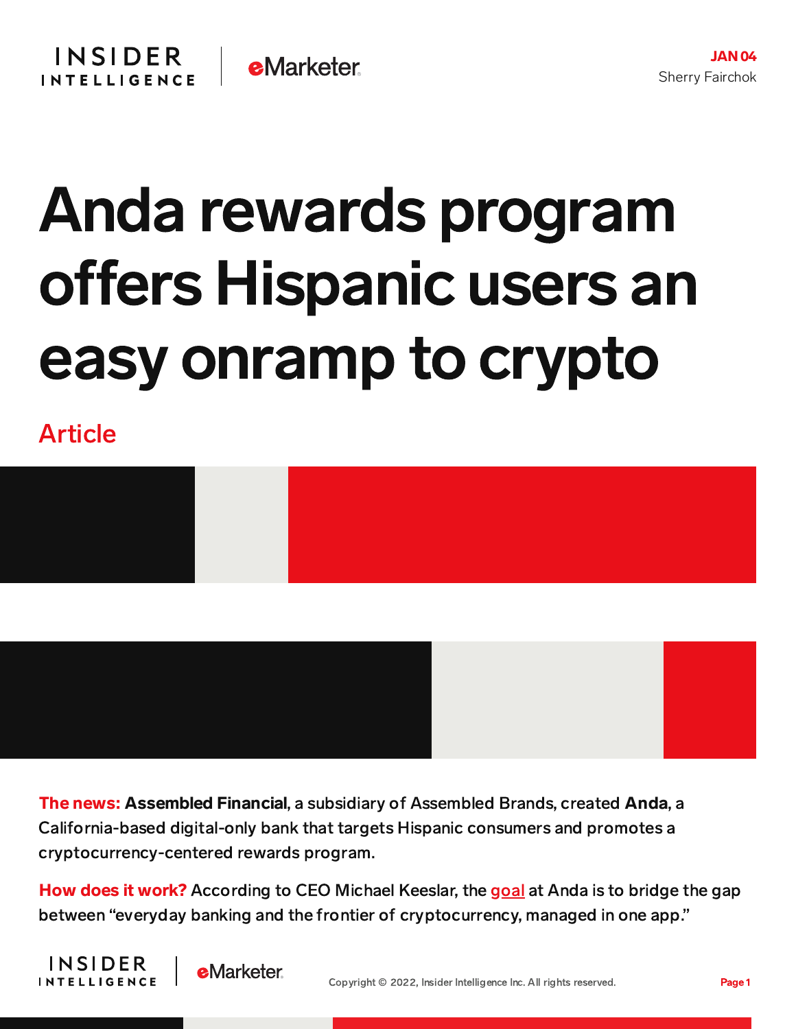JAN 04

Sherry Fairchok

# Anda rewards program offers Hispanic users an easy onramp to crypto

Article

**The news:** **Assembled Financial**, a subsidiary of Assembled Brands, created **Anda**, a California-based digital-only bank that targets Hispanic consumers and promotes a cryptocurrency-centered rewards program.

**How does it work?** According to CEO Michael Keeslar, the goal at Anda is to bridge the gap between "everyday banking and the frontier of cryptocurrency, managed in one app."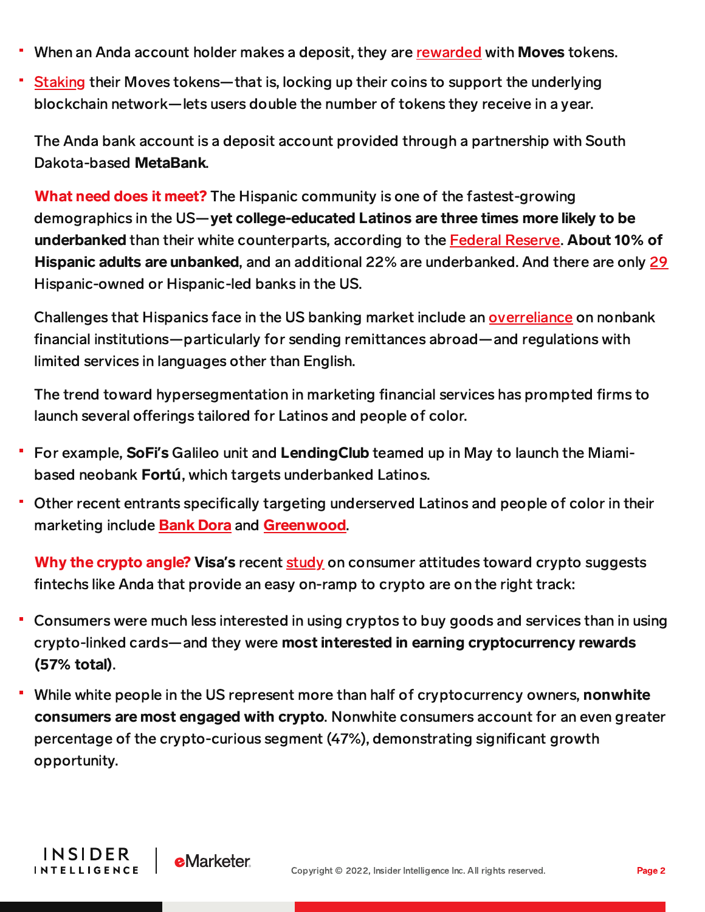- When an Anda account holder makes a deposit, they are rewarded with **Moves** tokens.
- Staking their Moves tokens—that is, locking up their coins to support the underlying blockchain network—lets users double the number of tokens they receive in a year.

The Anda bank account is a deposit account provided through a partnership with South Dakota-based **MetaBank**.

**What need does it meet?** The Hispanic community is one of the fastest-growing demographics in the US—**yet college-educated Latinos are three times more likely to be underbanked** than their white counterparts, according to the Federal Reserve. **About 10% of Hispanic adults are unbanked**, and an additional 22% are underbanked. And there are only 29 Hispanic-owned or Hispanic-led banks in the US.

Challenges that Hispanics face in the US banking market include an overreliance on nonbank financial institutions—particularly for sending remittances abroad—and regulations with limited services in languages other than English.

The trend toward hypersegmentation in marketing financial services has prompted firms to launch several offerings tailored for Latinos and people of color.

- For example, **SoFi's** Galileo unit and **LendingClub** teamed up in May to launch the Miami-based neobank **Fortú**, which targets underbanked Latinos.
- Other recent entrants specifically targeting underserved Latinos and people of color in their marketing include **Bank Dora** and **Greenwood**.

**Why the crypto angle?** **Visa's** recent study on consumer attitudes toward crypto suggests fintechs like Anda that provide an easy on-ramp to crypto are on the right track:

- Consumers were much less interested in using cryptos to buy goods and services than in using crypto-linked cards—and they were **most interested in earning cryptocurrency rewards (57% total)**.
- While white people in the US represent more than half of cryptocurrency owners, **nonwhite consumers are most engaged with crypto**. Nonwhite consumers account for an even greater percentage of the crypto-curious segment (47%), demonstrating significant growth opportunity.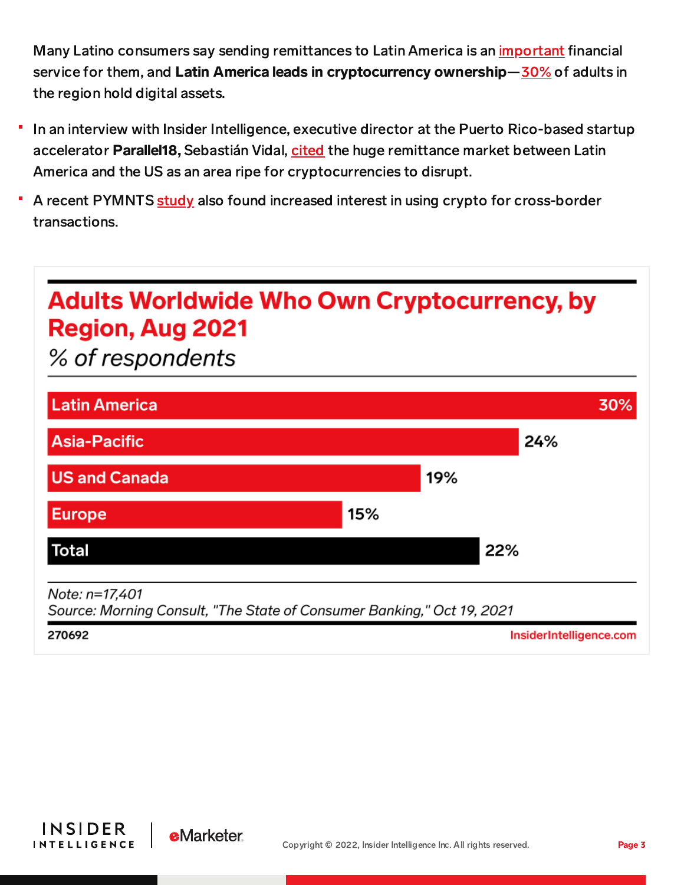Many Latino consumers say sending remittances to Latin America is an important financial service for them, and **Latin America leads in cryptocurrency ownership**—30% of adults in the region hold digital assets.

- In an interview with Insider Intelligence, executive director at the Puerto Rico-based startup accelerator **Parallel18,** Sebastián Vidal, cited the huge remittance market between Latin America and the US as an area ripe for cryptocurrencies to disrupt.
- A recent PYMNTS study also found increased interest in using crypto for cross-border transactions.

## Adults Worldwide Who Own Cryptocurrency, by Region, Aug 2021

*% of respondents*

Latin America 30%
Asia-Pacific 24%
US and Canada 19%
Europe 15%
Total 22%

*Note: n=17,401*
*Source: Morning Consult, "The State of Consumer Banking," Oct 19, 2021*

270692 InsiderIntelligence.com